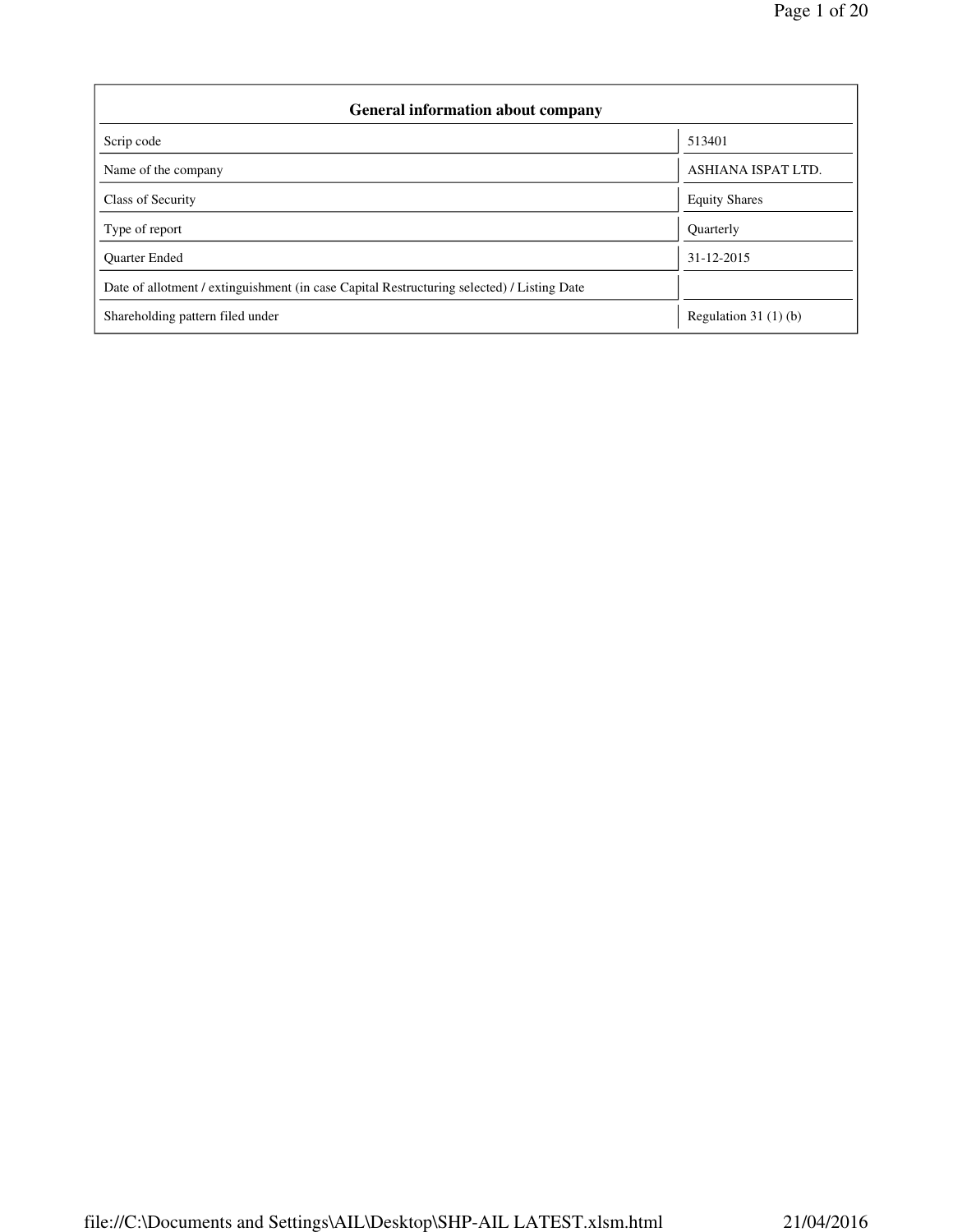| General information about company | |
|---|---|
| Scrip code | 513401 |
| Name of the company | ASHIANA ISPAT LTD. |
| Class of Security | Equity Shares |
| Type of report | Quarterly |
| Quarter Ended | 31-12-2015 |
| Date of allotment / extinguishment (in case Capital Restructuring selected) / Listing Date | |
| Shareholding pattern filed under | Regulation 31 (1) (b) |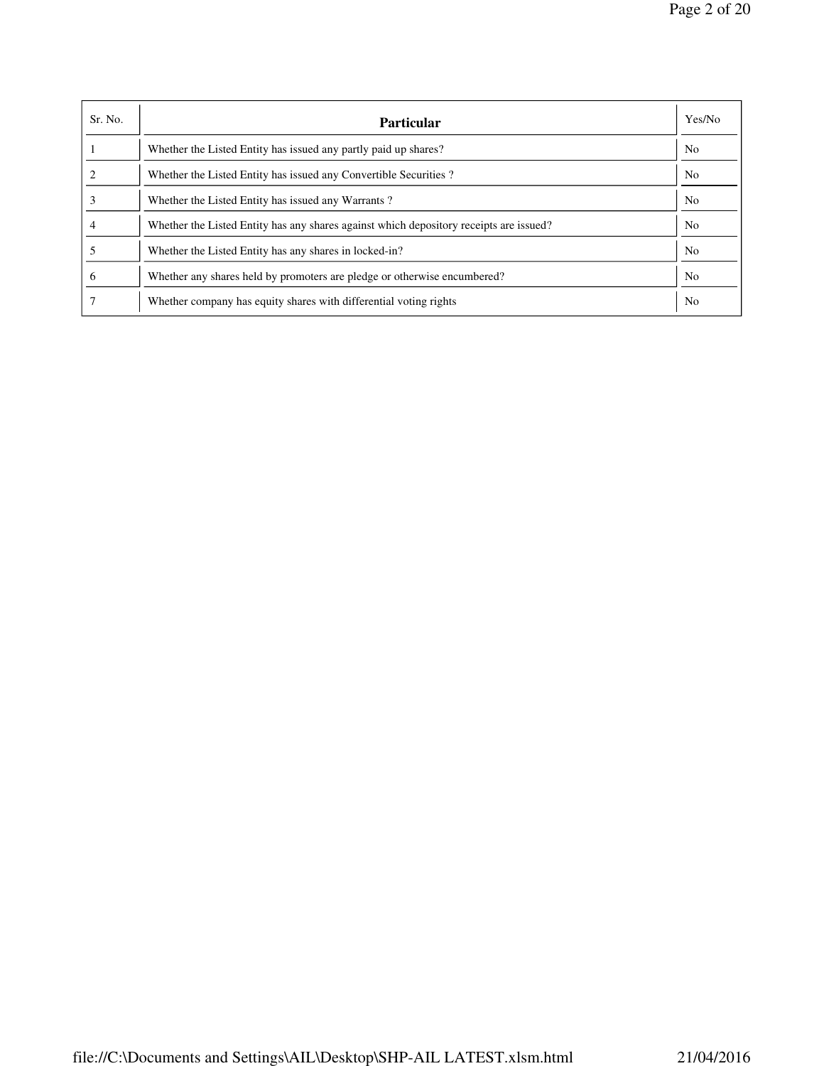| Sr. No. | Particular | Yes/No |
| --- | --- | --- |
| 1 | Whether the Listed Entity has issued any partly paid up shares? | No |
| 2 | Whether the Listed Entity has issued any Convertible Securities ? | No |
| 3 | Whether the Listed Entity has issued any Warrants ? | No |
| 4 | Whether the Listed Entity has any shares against which depository receipts are issued? | No |
| 5 | Whether the Listed Entity has any shares in locked-in? | No |
| 6 | Whether any shares held by promoters are pledge or otherwise encumbered? | No |
| 7 | Whether company has equity shares with differential voting rights | No |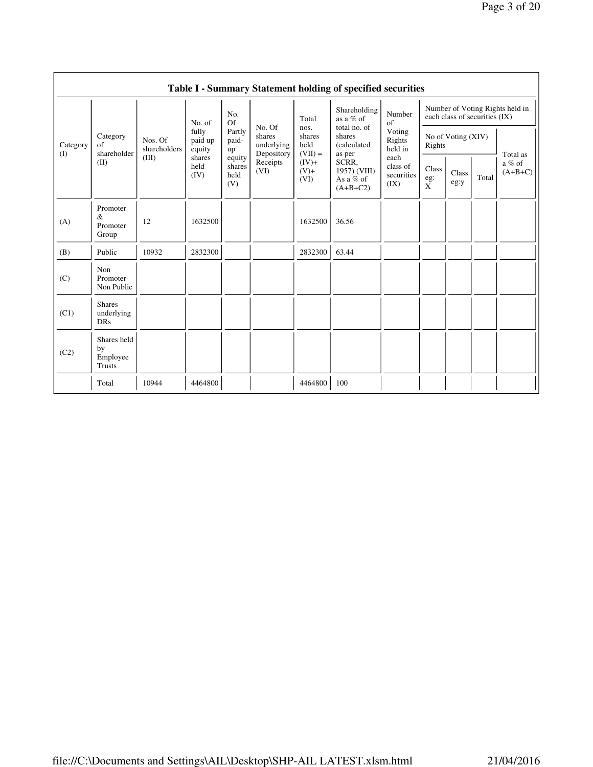## Table I - Summary Statement holding of specified securities

| Category (I) | Category of shareholder (II) | Nos. Of shareholders (III) | No. of fully paid up equity shares held (IV) | No. Of Partly paid-up equity shares held (V) | No. Of shares underlying Depository Receipts (VI) | Total nos. shares held (VII) = (IV)+ (V)+ (VI) | Shareholding as a % of total no. of shares (calculated as per SCRR, 1957) (VIII) As a % of (A+B+C2) | Number of Voting Rights held in each class of securities (IX) | Number of Voting Rights held in each class of securities (IX) | | | |
|---|---|---|---|---|---|---|---|---|---|---|---|---|
| | | | | | | | | | No of Voting (XIV) Rights | | | Total as a % of (A+B+C) |
| | | | | | | | | | Class eg: X | Class eg:y | Total | |
| (A) | Promoter & Promoter Group | 12 | 1632500 | | | 1632500 | 36.56 | | | | | |
| (B) | Public | 10932 | 2832300 | | | 2832300 | 63.44 | | | | | |
| (C) | Non Promoter- Non Public | | | | | | | | | | | |
| (C1) | Shares underlying DRs | | | | | | | | | | | |
| (C2) | Shares held by Employee Trusts | | | | | | | | | | | |
| | Total | 10944 | 4464800 | | | 4464800 | 100 | | | | | |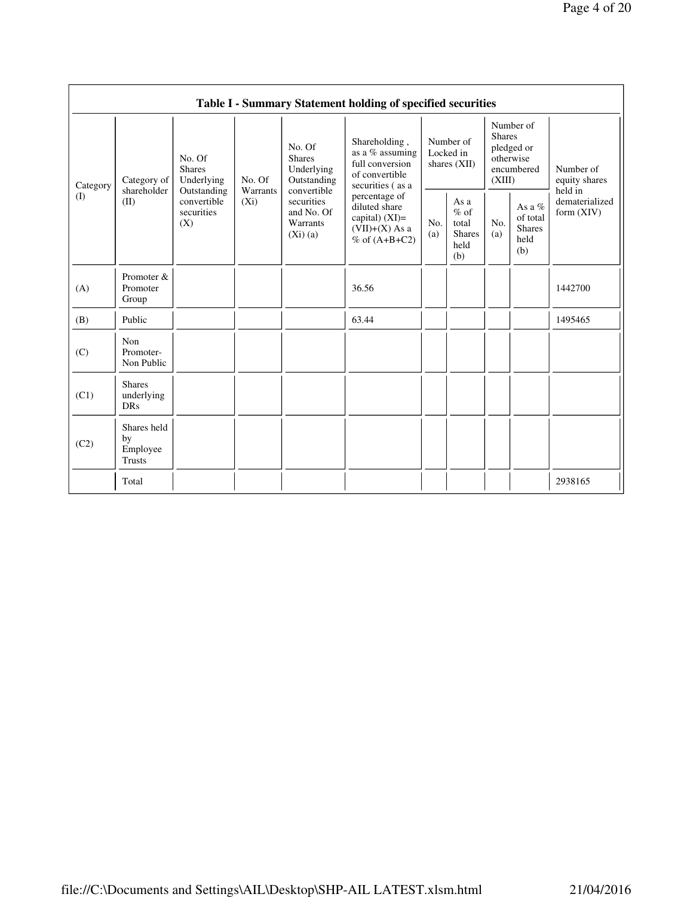## Table I - Summary Statement holding of specified securities

| Category (I) | Category of shareholder (II) | No. Of Shares Underlying Outstanding convertible securities (X) | No. Of Warrants (Xi) | No. Of Shares Underlying Outstanding convertible securities and No. Of Warrants (Xi) (a) | Shareholding , as a % assuming full conversion of convertible securities ( as a percentage of diluted share capital) (XI)= (VII)+(X) As a % of (A+B+C2) | Number of Locked in shares (XII) | | Number of Shares pledged or otherwise encumbered (XIII) | | Number of equity shares held in dematerialized form (XIV) |
|---|---|---|---|---|---|---|---|---|---|---|
| | | | | | | No. (a) | As a % of total Shares held (b) | No. (a) | As a % of total Shares held (b) | |
| (A) | Promoter & Promoter Group | | | | 36.56 | | | | | 1442700 |
| (B) | Public | | | | 63.44 | | | | | 1495465 |
| (C) | Non Promoter- Non Public | | | | | | | | | |
| (C1) | Shares underlying DRs | | | | | | | | | |
| (C2) | Shares held by Employee Trusts | | | | | | | | | |
| | Total | | | | | | | | | 2938165 |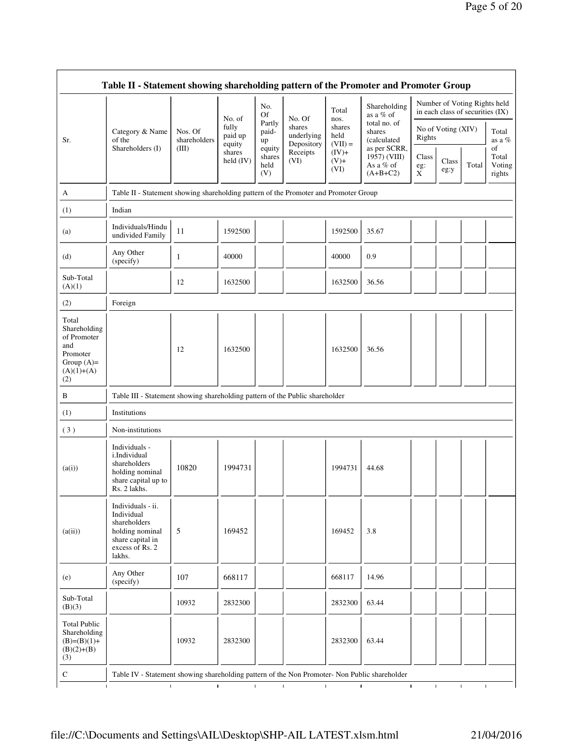| Table II - Statement showing shareholding pattern of the Promoter and Promoter Group | | | | | | | | | | | | |
|---|---|---|---|---|---|---|---|---|---|---|---|---|
| Sr. | Category & Name of the Shareholders (I) | Nos. Of shareholders (III) | No. of fully paid up equity shares held (IV) | No. Of Partly paid-up equity shares held (V) | No. Of shares underlying Depository Receipts (VI) | Total nos. shares held (VII) = (IV)+ (V)+ (VI) | Shareholding as a % of total no. of shares (calculated as per SCRR, 1957) (VIII) As a % of (A+B+C2) | Number of Voting Rights held in each class of securities (IX) | | | |
| | | | | | | | | No of Voting (XIV) Rights | | | Total as a % of Total Voting rights |
| | | | | | | | | Class eg: X | Class eg:y | Total | |
| A | Table II - Statement showing shareholding pattern of the Promoter and Promoter Group | | | | | | | | | | |
| (1) | Indian | | | | | | | | | | |
| (a) | Individuals/Hindu undivided Family | 11 | 1592500 | | | 1592500 | 35.67 | | | | |
| (d) | Any Other (specify) | 1 | 40000 | | | 40000 | 0.9 | | | | |
| Sub-Total (A)(1) | | 12 | 1632500 | | | 1632500 | 36.56 | | | | |
| (2) | Foreign | | | | | | | | | | |
| Total Shareholding of Promoter and Promoter Group (A)= (A)(1)+(A)(2) | | 12 | 1632500 | | | 1632500 | 36.56 | | | | |
| B | Table III - Statement showing shareholding pattern of the Public shareholder | | | | | | | | | | |
| (1) | Institutions | | | | | | | | | | |
| (3) | Non-institutions | | | | | | | | | | |
| (a(i)) | Individuals - i.Individual shareholders holding nominal share capital up to Rs. 2 lakhs. | 10820 | 1994731 | | | 1994731 | 44.68 | | | | |
| (a(ii)) | Individuals - ii. Individual shareholders holding nominal share capital in excess of Rs. 2 lakhs. | 5 | 169452 | | | 169452 | 3.8 | | | | |
| (e) | Any Other (specify) | 107 | 668117 | | | 668117 | 14.96 | | | | |
| Sub-Total (B)(3) | | 10932 | 2832300 | | | 2832300 | 63.44 | | | | |
| Total Public Shareholding (B)=(B)(1)+(B)(2)+(B)(3) | | 10932 | 2832300 | | | 2832300 | 63.44 | | | | |
| C | Table IV - Statement showing shareholding pattern of the Non Promoter- Non Public shareholder | | | | | | | | | | |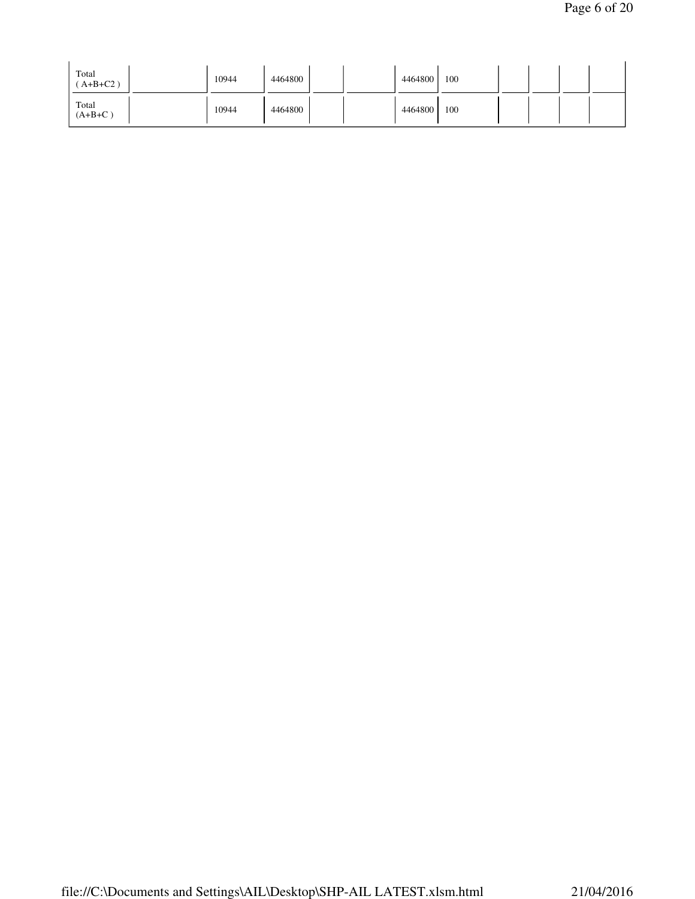| | | | | | | | | | | | | |
|---|---|---|---|---|---|---|---|---|---|---|---|---|
| Total ( A+B+C2 ) | | 10944 | 4464800 | | | 4464800 | 100 | | | | | |
| Total (A+B+C ) | | 10944 | 4464800 | | | 4464800 | 100 | | | | | |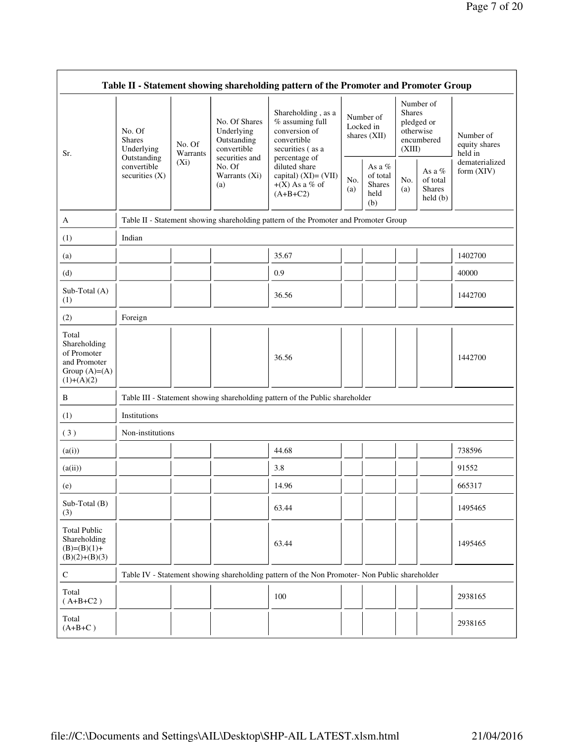| Table II - Statement showing shareholding pattern of the Promoter and Promoter Group | | | | | | | | | |
|---|---|---|---|---|---|---|---|---|---|
| Sr. | No. Of Shares Underlying Outstanding convertible securities (X) | No. Of Warrants (Xi) | No. Of Shares Underlying Outstanding convertible securities and No. Of Warrants (Xi) (a) | Shareholding , as a % assuming full conversion of convertible securities ( as a percentage of diluted share capital) (XI)= (VII)+(X) As a % of (A+B+C2) | Number of Locked in shares (XII) | | Number of Shares pledged or otherwise encumbered (XIII) | | Number of equity shares held in dematerialized form (XIV) |
| | | | | | No. (a) | As a % of total Shares held (b) | No. (a) | As a % of total Shares held (b) | |
| A | Table II - Statement showing shareholding pattern of the Promoter and Promoter Group | | | | | | | | |
| (1) | Indian | | | | | | | | |
| (a) | | | | 35.67 | | | | | 1402700 |
| (d) | | | | 0.9 | | | | | 40000 |
| Sub-Total (A) (1) | | | | 36.56 | | | | | 1442700 |
| (2) | Foreign | | | | | | | | |
| Total Shareholding of Promoter and Promoter Group (A)=(A)(1)+(A)(2) | | | | 36.56 | | | | | 1442700 |
| B | Table III - Statement showing shareholding pattern of the Public shareholder | | | | | | | | |
| (1) | Institutions | | | | | | | | |
| ( 3 ) | Non-institutions | | | | | | | | |
| (a(i)) | | | | 44.68 | | | | | 738596 |
| (a(ii)) | | | | 3.8 | | | | | 91552 |
| (e) | | | | 14.96 | | | | | 665317 |
| Sub-Total (B) (3) | | | | 63.44 | | | | | 1495465 |
| Total Public Shareholding (B)=(B)(1)+(B)(2)+(B)(3) | | | | 63.44 | | | | | 1495465 |
| C | Table IV - Statement showing shareholding pattern of the Non Promoter- Non Public shareholder | | | | | | | | |
| Total ( A+B+C2 ) | | | | 100 | | | | | 2938165 |
| Total (A+B+C ) | | | | | | | | | 2938165 |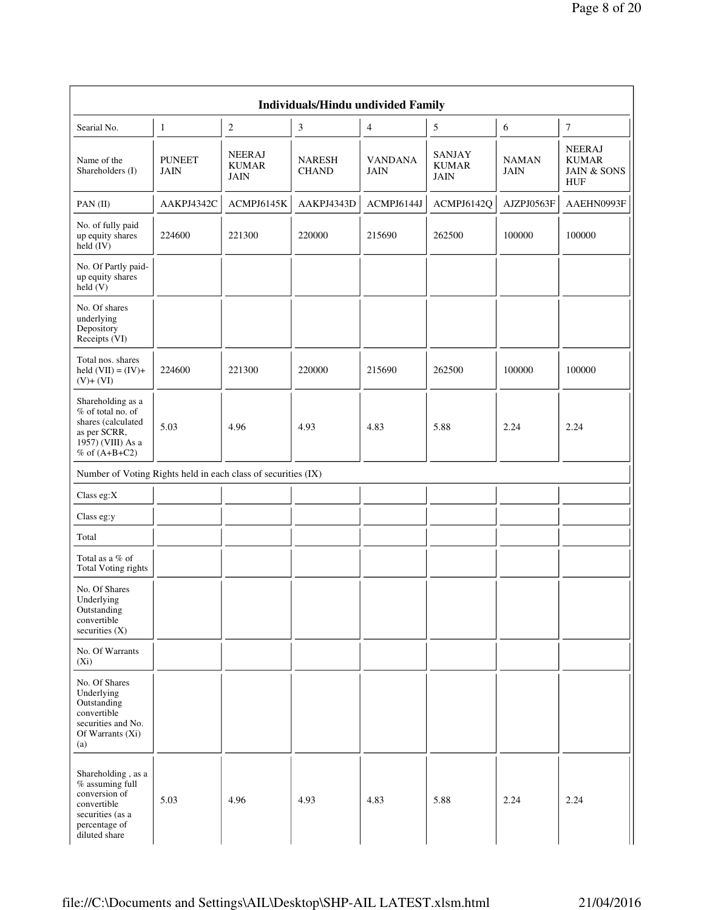| Individuals/Hindu undivided Family | | | | | | | |
|---|---|---|---|---|---|---|---|
| Searial No. | 1 | 2 | 3 | 4 | 5 | 6 | 7 |
| Name of the Shareholders (I) | PUNEET JAIN | NEERAJ KUMAR JAIN | NARESH CHAND | VANDANA JAIN | SANJAY KUMAR JAIN | NAMAN JAIN | NEERAJ KUMAR JAIN & SONS HUF |
| PAN (II) | AAKPJ4342C | ACMPJ6145K | AAKPJ4343D | ACMPJ6144J | ACMPJ6142Q | AJZPJ0563F | AAEHN0993F |
| No. of fully paid up equity shares held (IV) | 224600 | 221300 | 220000 | 215690 | 262500 | 100000 | 100000 |
| No. Of Partly paid-up equity shares held (V) | | | | | | | |
| No. Of shares underlying Depository Receipts (VI) | | | | | | | |
| Total nos. shares held (VII) = (IV)+ (V)+ (VI) | 224600 | 221300 | 220000 | 215690 | 262500 | 100000 | 100000 |
| Shareholding as a % of total no. of shares (calculated as per SCRR, 1957) (VIII) As a % of (A+B+C2) | 5.03 | 4.96 | 4.93 | 4.83 | 5.88 | 2.24 | 2.24 |
| Number of Voting Rights held in each class of securities (IX) | | | | | | | |
| Class eg:X | | | | | | | |
| Class eg:y | | | | | | | |
| Total | | | | | | | |
| Total as a % of Total Voting rights | | | | | | | |
| No. Of Shares Underlying Outstanding convertible securities (X) | | | | | | | |
| No. Of Warrants (Xi) | | | | | | | |
| No. Of Shares Underlying Outstanding convertible securities and No. Of Warrants (Xi) (a) | | | | | | | |
| Shareholding , as a % assuming full conversion of convertible securities (as a percentage of diluted share | 5.03 | 4.96 | 4.93 | 4.83 | 5.88 | 2.24 | 2.24 |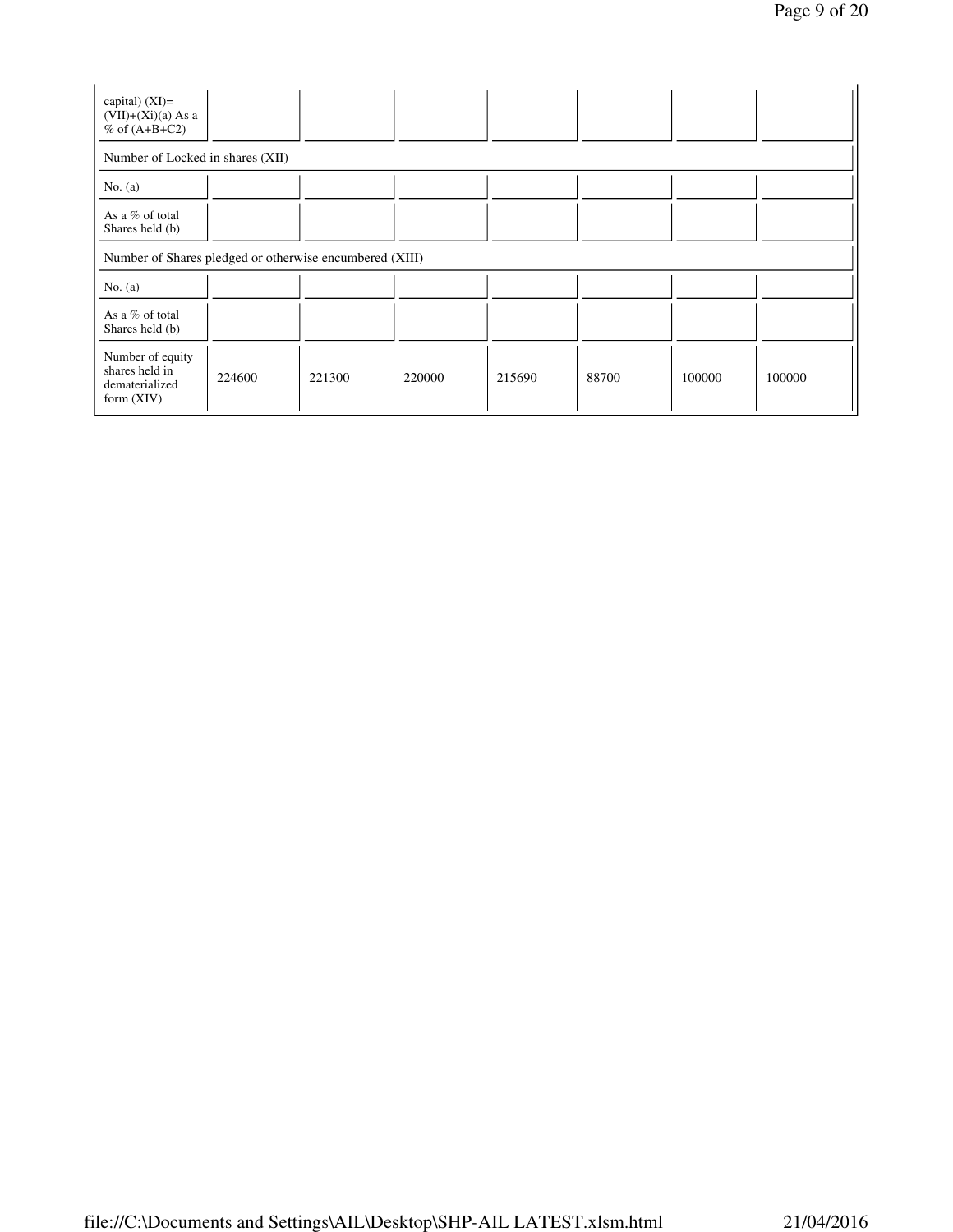| | | | | | | | |
|---|---|---|---|---|---|---|---|
| capital) (XI)= (VII)+(Xi)(a) As a % of (A+B+C2) | | | | | | | |
| Number of Locked in shares (XII) | | | | | | | |
| No. (a) | | | | | | | |
| As a % of total Shares held (b) | | | | | | | |
| Number of Shares pledged or otherwise encumbered (XIII) | | | | | | | |
| No. (a) | | | | | | | |
| As a % of total Shares held (b) | | | | | | | |
| Number of equity shares held in dematerialized form (XIV) | 224600 | 221300 | 220000 | 215690 | 88700 | 100000 | 100000 |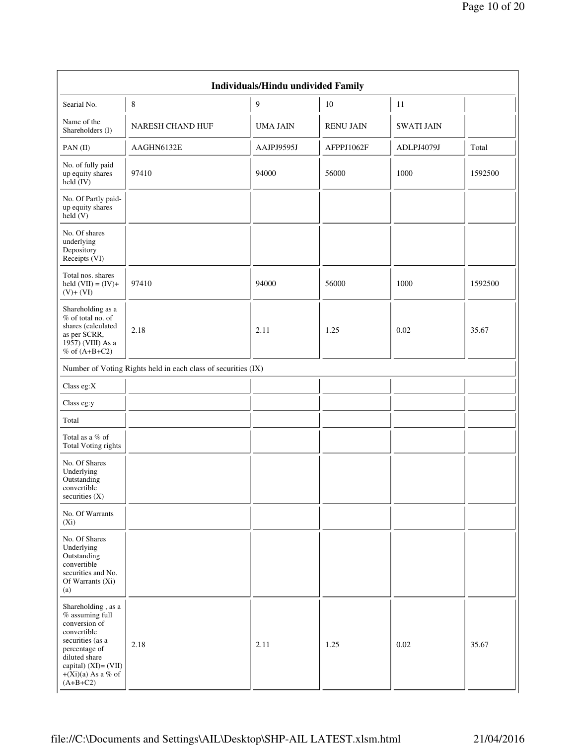| Individuals/Hindu undivided Family | | | | | |
|---|---|---|---|---|---|
| Searial No. | 8 | 9 | 10 | 11 | |
| Name of the Shareholders (I) | NARESH CHAND HUF | UMA JAIN | RENU JAIN | SWATI JAIN | |
| PAN (II) | AAGHN6132E | AAJPJ9595J | AFPPJ1062F | ADLPJ4079J | Total |
| No. of fully paid up equity shares held (IV) | 97410 | 94000 | 56000 | 1000 | 1592500 |
| No. Of Partly paid-up equity shares held (V) | | | | | |
| No. Of shares underlying Depository Receipts (VI) | | | | | |
| Total nos. shares held (VII) = (IV)+ (V)+ (VI) | 97410 | 94000 | 56000 | 1000 | 1592500 |
| Shareholding as a % of total no. of shares (calculated as per SCRR, 1957) (VIII) As a % of (A+B+C2) | 2.18 | 2.11 | 1.25 | 0.02 | 35.67 |
| Number of Voting Rights held in each class of securities (IX) | | | | | |
| Class eg:X | | | | | |
| Class eg:y | | | | | |
| Total | | | | | |
| Total as a % of Total Voting rights | | | | | |
| No. Of Shares Underlying Outstanding convertible securities (X) | | | | | |
| No. Of Warrants (Xi) | | | | | |
| No. Of Shares Underlying Outstanding convertible securities and No. Of Warrants (Xi) (a) | | | | | |
| Shareholding , as a % assuming full conversion of convertible securities (as a percentage of diluted share capital) (XI)= (VII) +(Xi)(a) As a % of (A+B+C2) | 2.18 | 2.11 | 1.25 | 0.02 | 35.67 |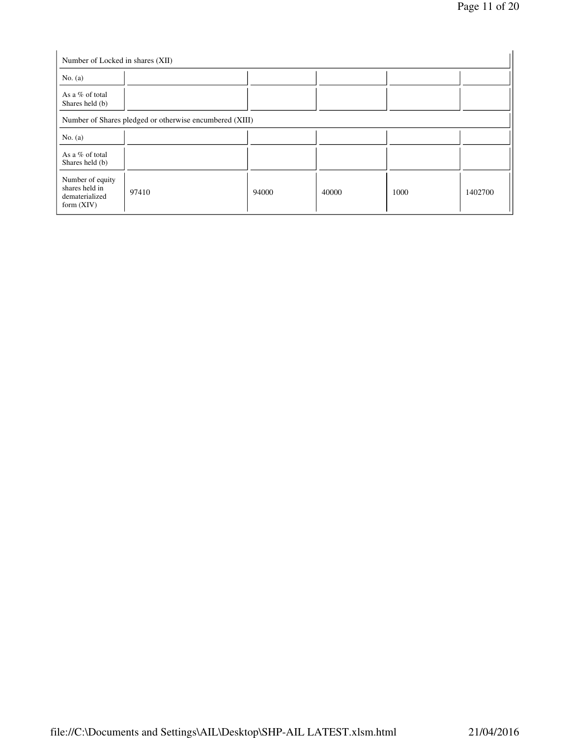| | | | | | |
|---|---|---|---|---|---|
| Number of Locked in shares (XII) | | | | | |
| No. (a) | | | | | |
| As a % of total Shares held (b) | | | | | |
| Number of Shares pledged or otherwise encumbered (XIII) | | | | | |
| No. (a) | | | | | |
| As a % of total Shares held (b) | | | | | |
| Number of equity shares held in dematerialized form (XIV) | 97410 | 94000 | 40000 | 1000 | 1402700 |

file://C:\Documents and Settings\AIL\Desktop\SHP-AIL LATEST.xlsm.html 21/04/2016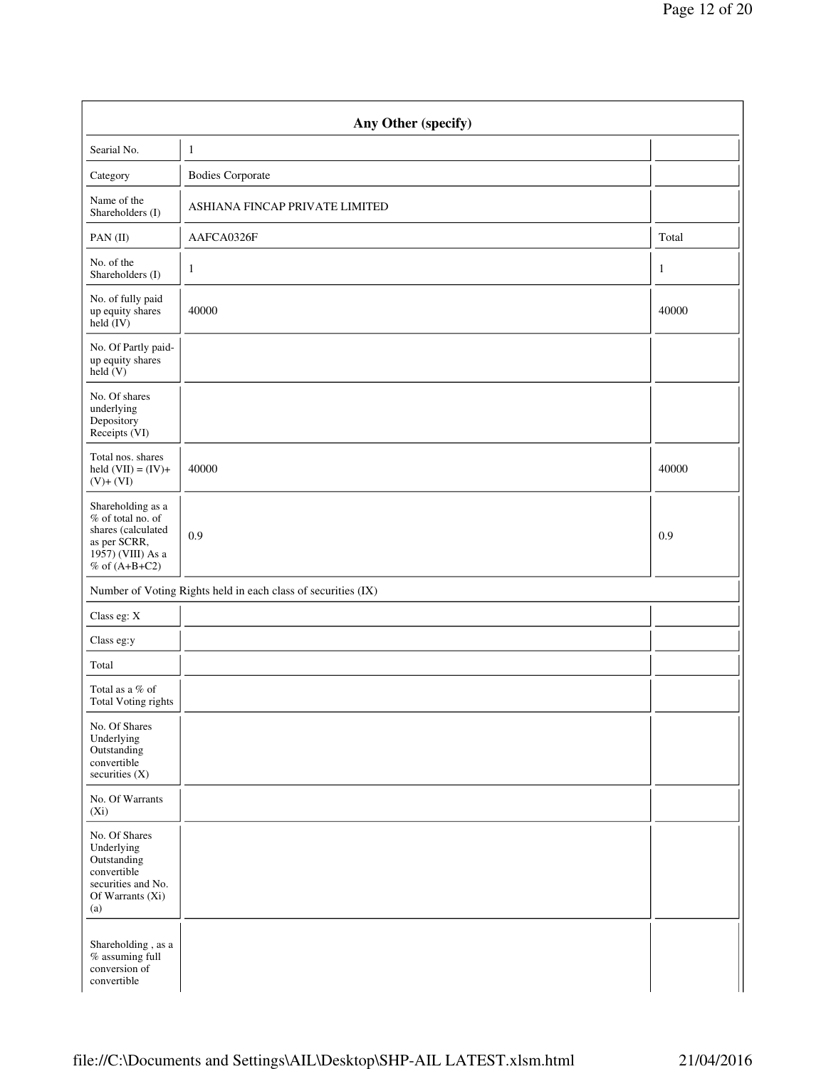| Any Other (specify) | | |
|---|---|---|
| Searial No. | 1 | |
| Category | Bodies Corporate | |
| Name of the Shareholders (I) | ASHIANA FINCAP PRIVATE LIMITED | |
| PAN (II) | AAFCA0326F | Total |
| No. of the Shareholders (I) | 1 | 1 |
| No. of fully paid up equity shares held (IV) | 40000 | 40000 |
| No. Of Partly paid-up equity shares held (V) | | |
| No. Of shares underlying Depository Receipts (VI) | | |
| Total nos. shares held (VII) = (IV)+ (V)+ (VI) | 40000 | 40000 |
| Shareholding as a % of total no. of shares (calculated as per SCRR, 1957) (VIII) As a % of (A+B+C2) | 0.9 | 0.9 |
| Number of Voting Rights held in each class of securities (IX) | | |
| Class eg: X | | |
| Class eg:y | | |
| Total | | |
| Total as a % of Total Voting rights | | |
| No. Of Shares Underlying Outstanding convertible securities (X) | | |
| No. Of Warrants (Xi) | | |
| No. Of Shares Underlying Outstanding convertible securities and No. Of Warrants (Xi) (a) | | |
| Shareholding , as a % assuming full conversion of convertible | | |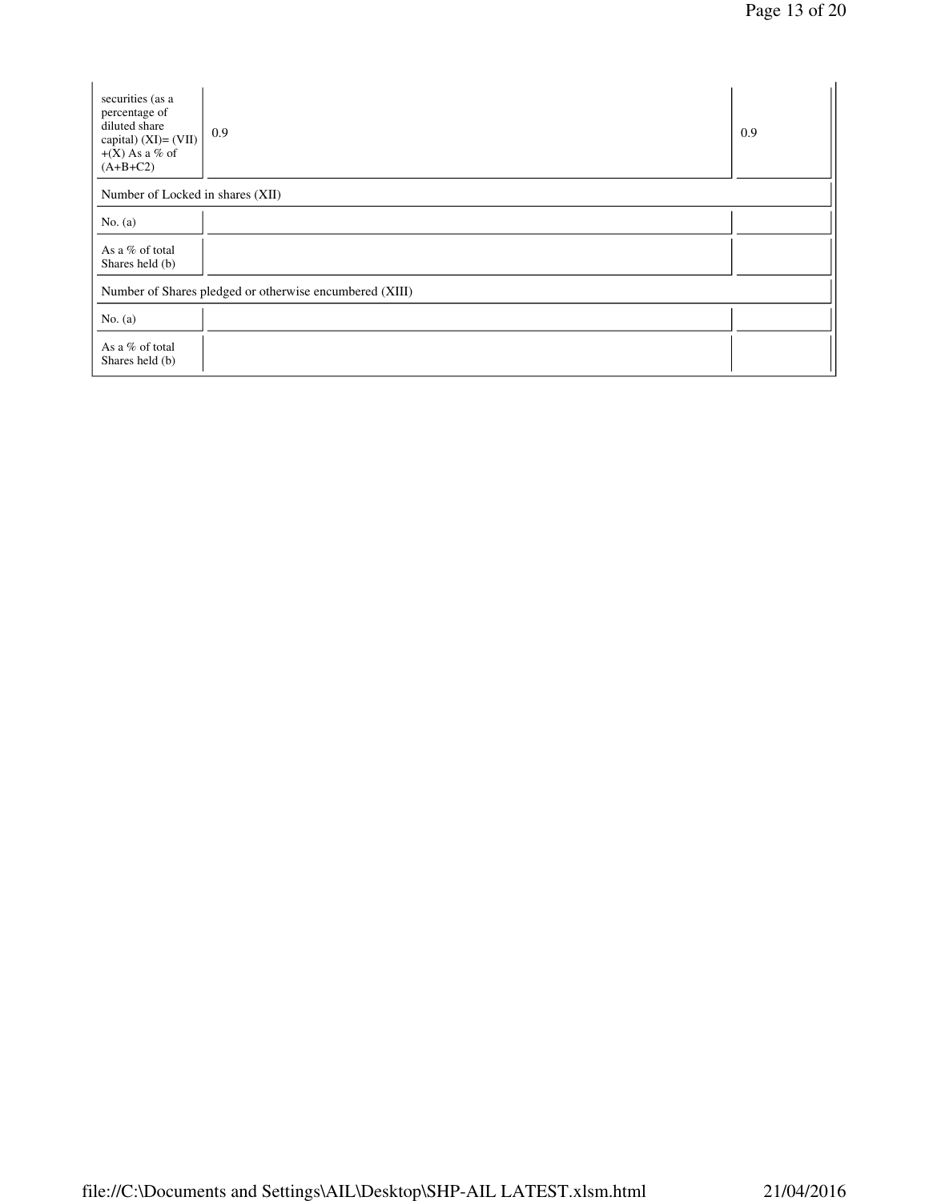| | | |
|---|---|---|
| securities (as a percentage of diluted share capital) (XI)= (VII)+(X) As a % of (A+B+C2) | 0.9 | 0.9 |
| Number of Locked in shares (XII) | | |
| No. (a) | | |
| As a % of total Shares held (b) | | |
| Number of Shares pledged or otherwise encumbered (XIII) | | |
| No. (a) | | |
| As a % of total Shares held (b) | | |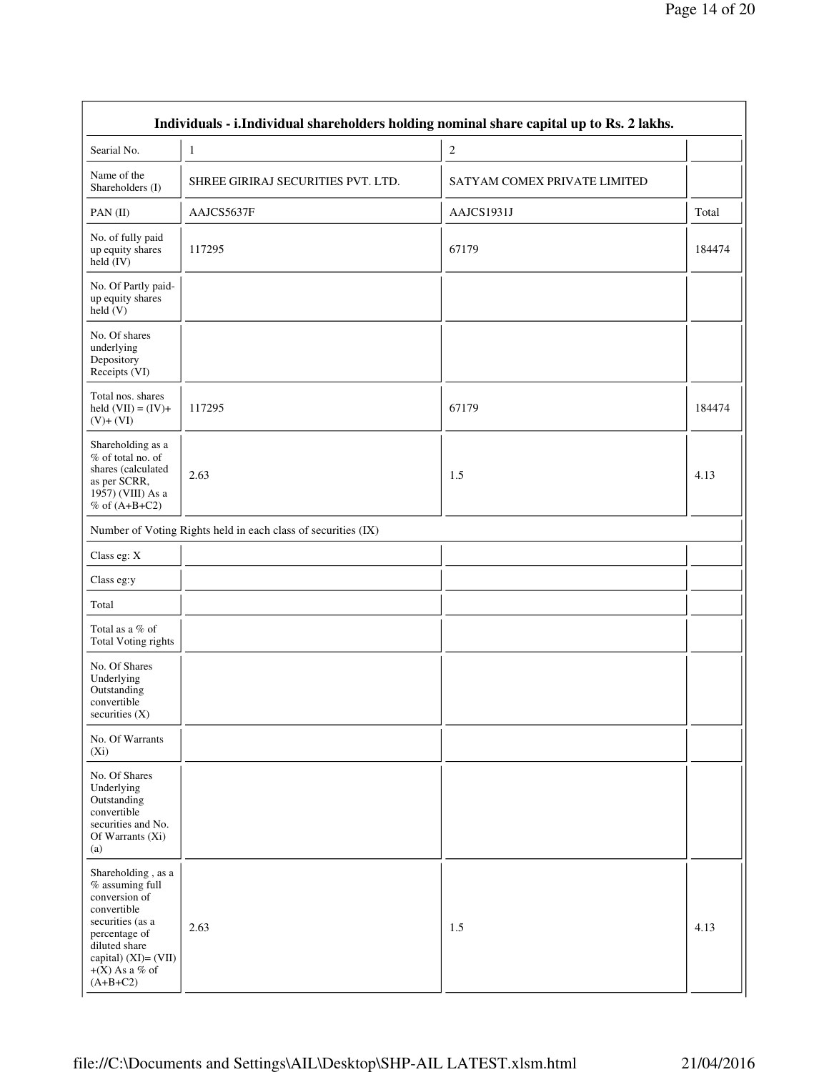| Individuals - i.Individual shareholders holding nominal share capital up to Rs. 2 lakhs. | | | |
|---|---|---|---|
| Searial No. | 1 | 2 | |
| Name of the Shareholders (I) | SHREE GIRIRAJ SECURITIES PVT. LTD. | SATYAM COMEX PRIVATE LIMITED | |
| PAN (II) | AAJCS5637F | AAJCS1931J | Total |
| No. of fully paid up equity shares held (IV) | 117295 | 67179 | 184474 |
| No. Of Partly paid-up equity shares held (V) | | | |
| No. Of shares underlying Depository Receipts (VI) | | | |
| Total nos. shares held (VII) = (IV)+(V)+ (VI) | 117295 | 67179 | 184474 |
| Shareholding as a % of total no. of shares (calculated as per SCRR, 1957) (VIII) As a % of (A+B+C2) | 2.63 | 1.5 | 4.13 |
| Number of Voting Rights held in each class of securities (IX) | | | |
| Class eg: X | | | |
| Class eg:y | | | |
| Total | | | |
| Total as a % of Total Voting rights | | | |
| No. Of Shares Underlying Outstanding convertible securities (X) | | | |
| No. Of Warrants (Xi) | | | |
| No. Of Shares Underlying Outstanding convertible securities and No. Of Warrants (Xi) (a) | | | |
| Shareholding , as a % assuming full conversion of convertible securities (as a percentage of diluted share capital) (XI)= (VII)+(X) As a % of (A+B+C2) | 2.63 | 1.5 | 4.13 |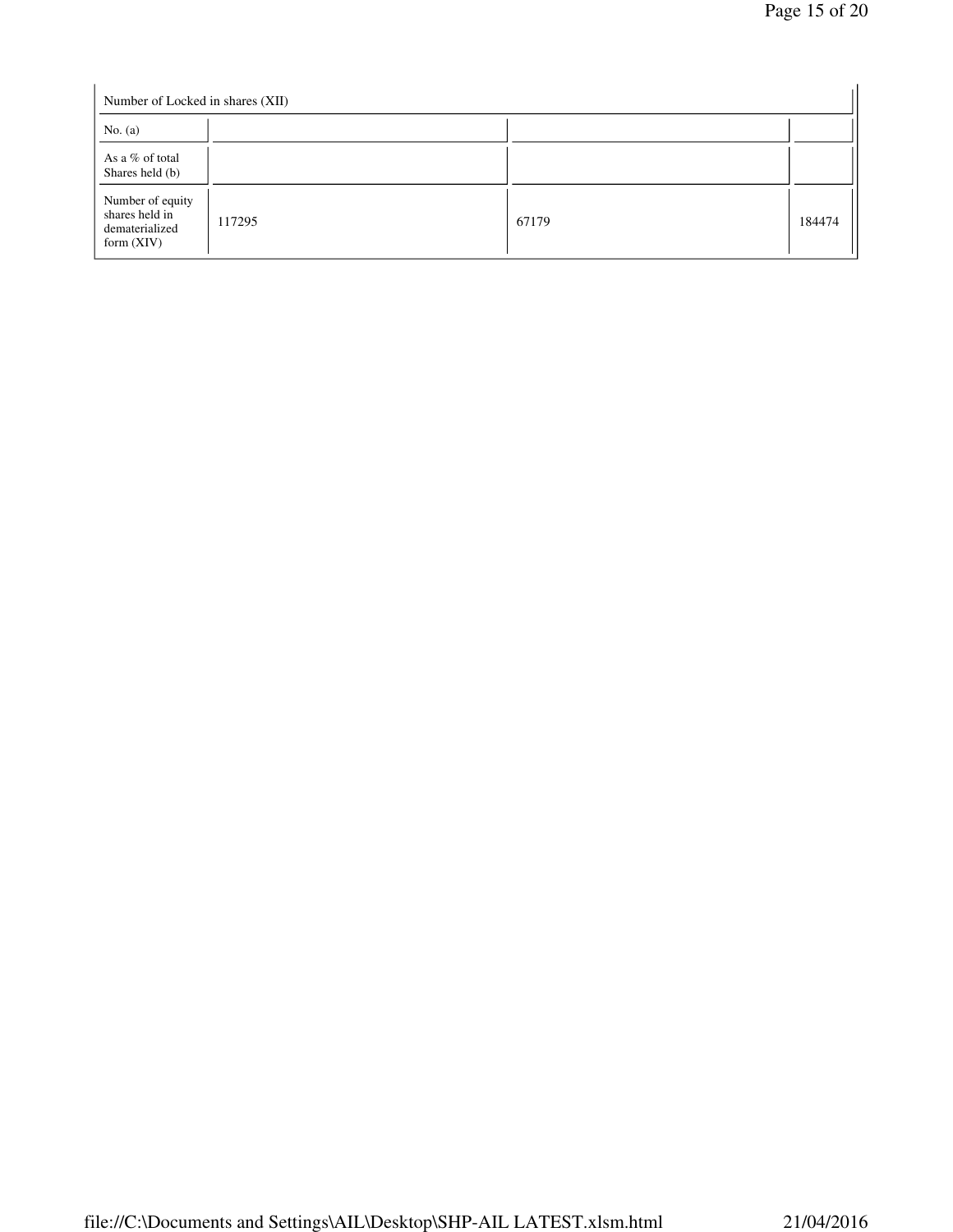| Number of Locked in shares (XII) | | | |
|---|---|---|---|
| No. (a) | | | |
| As a % of total Shares held (b) | | | |
| Number of equity shares held in dematerialized form (XIV) | 117295 | 67179 | 184474 |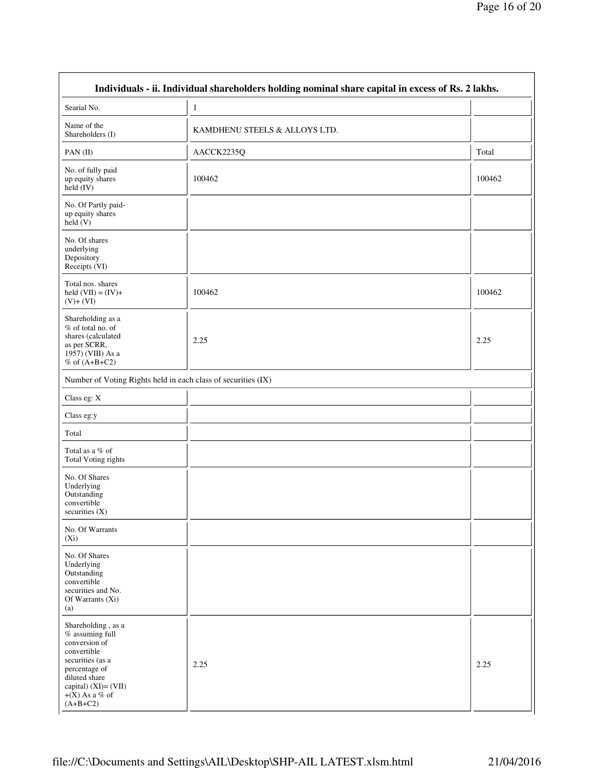| Individuals - ii. Individual shareholders holding nominal share capital in excess of Rs. 2 lakhs. | | |
|---|---|---|
| Searial No. | 1 | |
| Name of the Shareholders (I) | KAMDHENU STEELS & ALLOYS LTD. | |
| PAN (II) | AACCK2235Q | Total |
| No. of fully paid up equity shares held (IV) | 100462 | 100462 |
| No. Of Partly paid-up equity shares held (V) | | |
| No. Of shares underlying Depository Receipts (VI) | | |
| Total nos. shares held (VII) = (IV)+ (V)+ (VI) | 100462 | 100462 |
| Shareholding as a % of total no. of shares (calculated as per SCRR, 1957) (VIII) As a % of (A+B+C2) | 2.25 | 2.25 |
| Number of Voting Rights held in each class of securities (IX) | | |
| Class eg: X | | |
| Class eg:y | | |
| Total | | |
| Total as a % of Total Voting rights | | |
| No. Of Shares Underlying Outstanding convertible securities (X) | | |
| No. Of Warrants (Xi) | | |
| No. Of Shares Underlying Outstanding convertible securities and No. Of Warrants (Xi) (a) | | |
| Shareholding , as a % assuming full conversion of convertible securities (as a percentage of diluted share capital) (XI)= (VII) +(X) As a % of (A+B+C2) | 2.25 | 2.25 |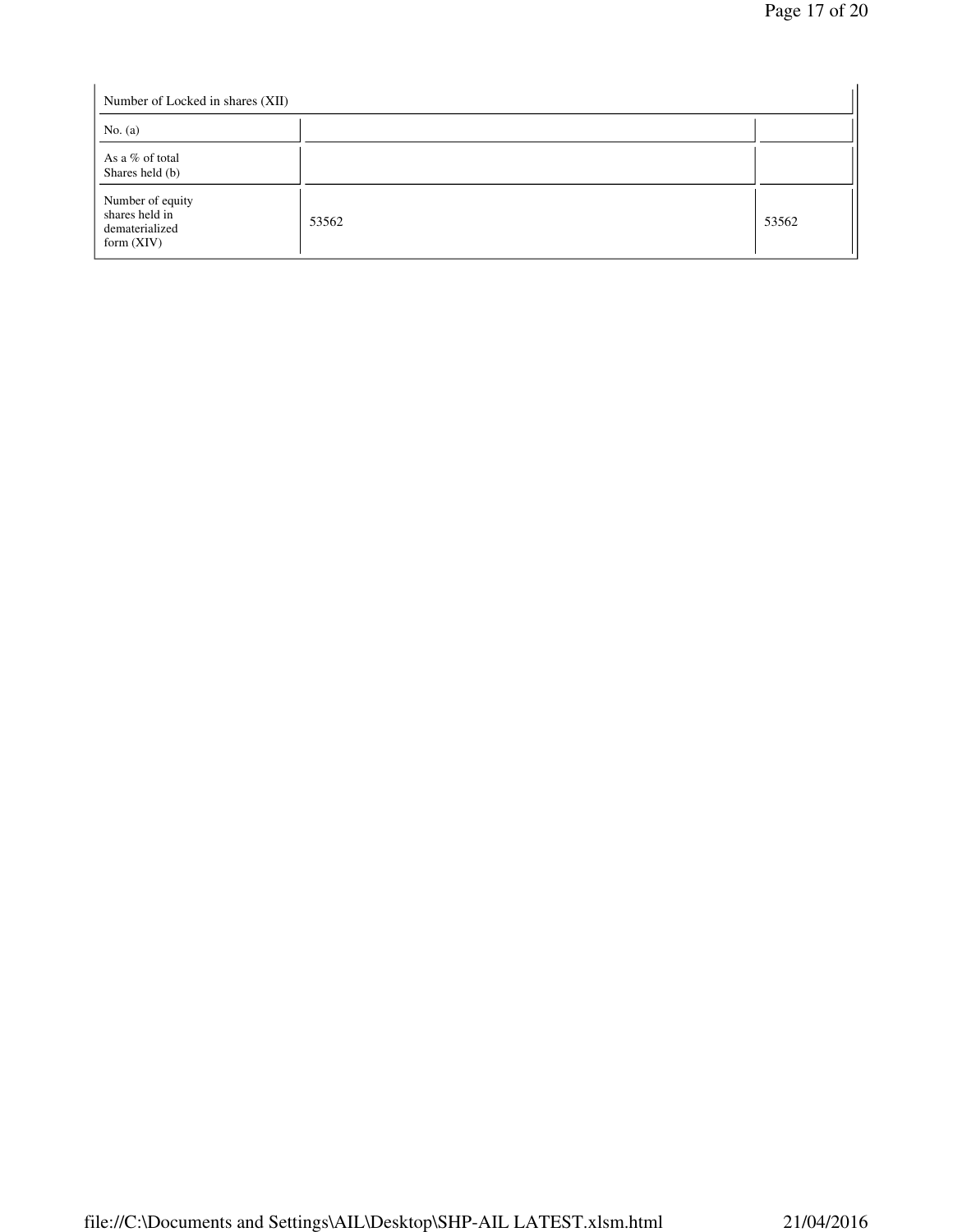| | | |
|---|---|---|
| Number of Locked in shares (XII) | | |
| No. (a) | | |
| As a % of total Shares held (b) | | |
| Number of equity shares held in dematerialized form (XIV) | 53562 | 53562 |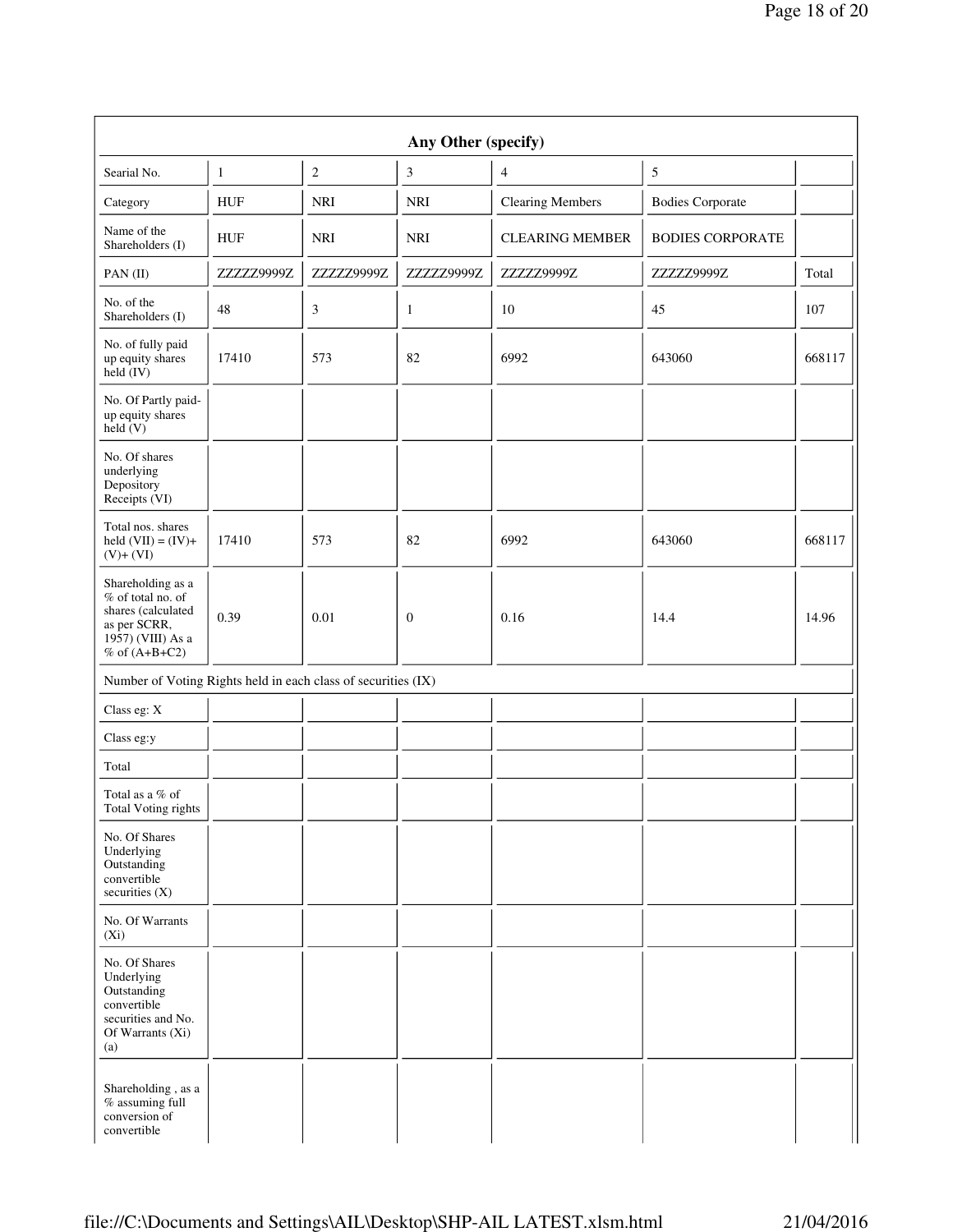| Any Other (specify) | | | | | | |
|---|---|---|---|---|---|---|
| Searial No. | 1 | 2 | 3 | 4 | 5 | |
| Category | HUF | NRI | NRI | Clearing Members | Bodies Corporate | |
| Name of the Shareholders (I) | HUF | NRI | NRI | CLEARING MEMBER | BODIES CORPORATE | |
| PAN (II) | ZZZZZ9999Z | ZZZZZ9999Z | ZZZZZ9999Z | ZZZZZ9999Z | ZZZZZ9999Z | Total |
| No. of the Shareholders (I) | 48 | 3 | 1 | 10 | 45 | 107 |
| No. of fully paid up equity shares held (IV) | 17410 | 573 | 82 | 6992 | 643060 | 668117 |
| No. Of Partly paid-up equity shares held (V) | | | | | | |
| No. Of shares underlying Depository Receipts (VI) | | | | | | |
| Total nos. shares held (VII) = (IV)+(V)+ (VI) | 17410 | 573 | 82 | 6992 | 643060 | 668117 |
| Shareholding as a % of total no. of shares (calculated as per SCRR, 1957) (VIII) As a % of (A+B+C2) | 0.39 | 0.01 | 0 | 0.16 | 14.4 | 14.96 |
| Number of Voting Rights held in each class of securities (IX) | | | | | | |
| Class eg: X | | | | | | |
| Class eg:y | | | | | | |
| Total | | | | | | |
| Total as a % of Total Voting rights | | | | | | |
| No. Of Shares Underlying Outstanding convertible securities (X) | | | | | | |
| No. Of Warrants (Xi) | | | | | | |
| No. Of Shares Underlying Outstanding convertible securities and No. Of Warrants (Xi) (a) | | | | | | |
| Shareholding , as a % assuming full conversion of convertible | | | | | | |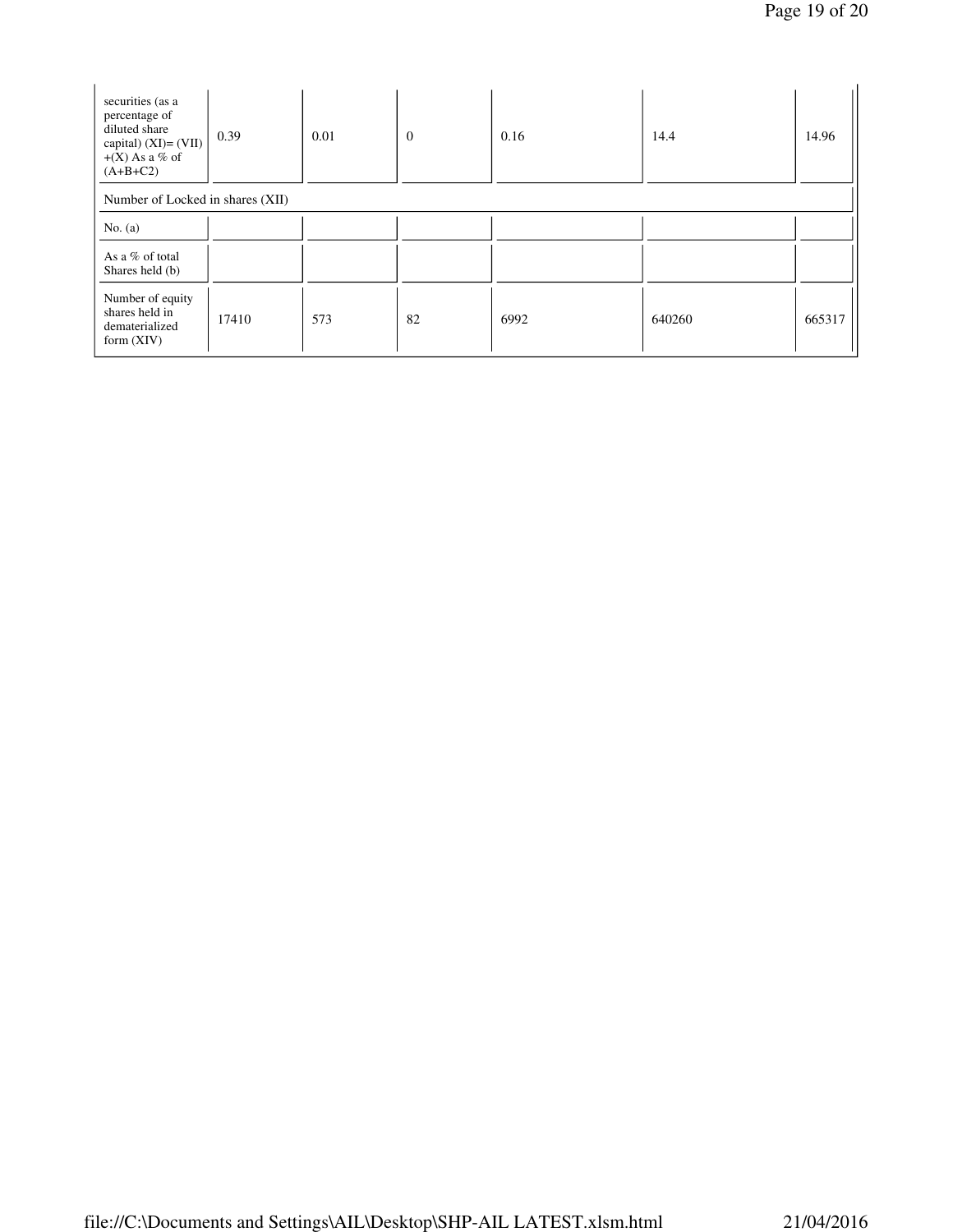| | | | | | | |
|---|---|---|---|---|---|---|
| securities (as a percentage of diluted share capital) (XI)= (VII) +(X) As a % of (A+B+C2) | 0.39 | 0.01 | 0 | 0.16 | 14.4 | 14.96 |
| Number of Locked in shares (XII) | | | | | | |
| No. (a) | | | | | | |
| As a % of total Shares held (b) | | | | | | |
| Number of equity shares held in dematerialized form (XIV) | 17410 | 573 | 82 | 6992 | 640260 | 665317 |